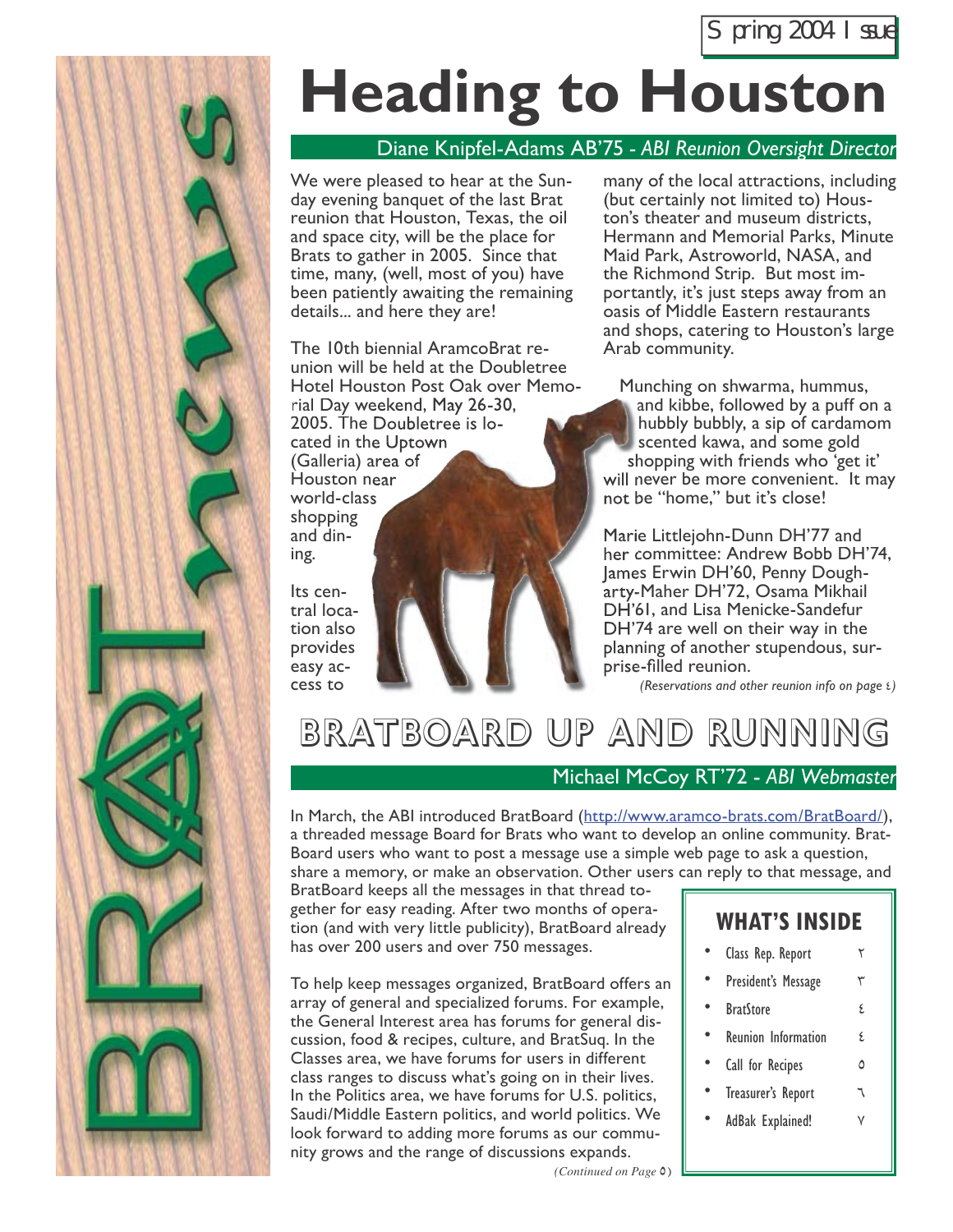Spring 2004 Issue

# Heading to Houston

Diane Knipfel-Adams AB'75 - *ABI Reunion Oversight Director*

We were pleased to hear at the Sunday evening banquet of the last Brat reunion that Houston, Texas, the oil and space city, will be the place for Brats to gather in 2005. Since that time, many, (well, most of you) have been patiently awaiting the remaining details... and here they are!

The 10th biennial AramcoBrat reunion will be held at the Doubletree Hotel Houston Post Oak over Memorial Day weekend, May 26-30, 2005. The Doubletree is located in the Uptown (Galleria) area of Houston near world-class shopping and dining.

Its central location also provides easy access to many of the local attractions, including (but certainly not limited to) Houston's theater and museum districts, Hermann and Memorial Parks, Minute Maid Park, Astroworld, NASA, and the Richmond Strip. But most importantly, it's just steps away from an oasis of Middle Eastern restaurants and shops, catering to Houston's large Arab community.

Munching on shwarma, hummus, and kibbe, followed by a puff on a hubbly bubbly, a sip of cardamom scented kawa, and some gold shopping with friends who 'get it' will never be more convenient. It may not be "home," but it's close!

Marie Littlejohn-Dunn DH'77 and her committee: Andrew Bobb DH'74, James Erwin DH'60, Penny Dougharty-Maher DH'72, Osama Mikhail DH'61, and Lisa Menicke-Sandefur DH'74 are well on their way in the planning of another stupendous, surprise-filled reunion.

*(Reservations and other reunion info on page ٤)*

# BRATBOARD UP AND RUNNING

Michael McCoy RT'72 - *ABI Webmaster*

In March, the ABI introduced BratBoard (http://www.aramco-brats.com/BratBoard/), a threaded message Board for Brats who want to develop an online community. BratBoard users who want to post a message use a simple web page to ask a question, share a memory, or make an observation. Other users can reply to that message, and BratBoard keeps all the messages in that thread together for easy reading. After two months of operation (and with very little publicity), BratBoard already has over 200 users and over 750 messages.

To help keep messages organized, BratBoard offers an array of general and specialized forums. For example, the General Interest area has forums for general discussion, food & recipes, culture, and BratSuq. In the Classes area, we have forums for users in different class ranges to discuss what's going on in their lives. In the Politics area, we have forums for U.S. politics, Saudi/Middle Eastern politics, and world politics. We look forward to adding more forums as our community grows and the range of discussions expands.

*(Continued on Page ٥)*

## WHAT'S INSIDE

- Class Rep. Report ٢
- President's Message ٣
- BratStore ٤
- Reunion Information ٤
- Call for Recipes ٥
- Treasurer's Report ٦
- AdBak Explained! ٧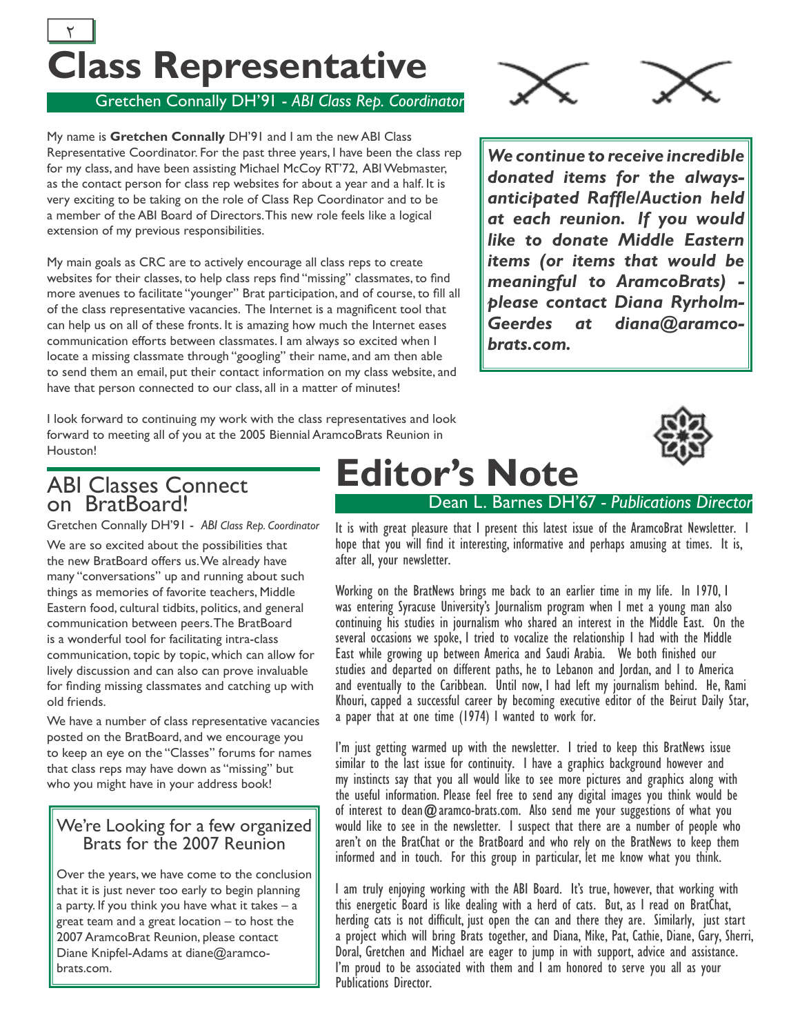# Class Representative

Gretchen Connally DH'91 - *ABI Class Rep. Coordinator*

My name is **Gretchen Connally** DH'91 and I am the new ABI Class Representative Coordinator. For the past three years, I have been the class rep for my class, and have been assisting Michael McCoy RT'72, ABI Webmaster, as the contact person for class rep websites for about a year and a half. It is very exciting to be taking on the role of Class Rep Coordinator and to be a member of the ABI Board of Directors. This new role feels like a logical extension of my previous responsibilities.

My main goals as CRC are to actively encourage all class reps to create websites for their classes, to help class reps find "missing" classmates, to find more avenues to facilitate "younger" Brat participation, and of course, to fill all of the class representative vacancies. The Internet is a magnificent tool that can help us on all of these fronts. It is amazing how much the Internet eases communication efforts between classmates. I am always so excited when I locate a missing classmate through "googling" their name, and am then able to send them an email, put their contact information on my class website, and have that person connected to our class, all in a matter of minutes!

I look forward to continuing my work with the class representatives and look forward to meeting all of you at the 2005 Biennial AramcoBrats Reunion in Houston!

***We continue to receive incredible donated items for the always-anticipated Raffle/Auction held at each reunion. If you would like to donate Middle Eastern items (or items that would be meaningful to AramcoBrats) - please contact Diana Ryrholm-Geerdes at diana@aramco-brats.com.***

## ABI Classes Connect on BratBoard!

Gretchen Connally DH'91 - *ABI Class Rep. Coordinator*

We are so excited about the possibilities that the new BratBoard offers us. We already have many "conversations" up and running about such things as memories of favorite teachers, Middle Eastern food, cultural tidbits, politics, and general communication between peers. The BratBoard is a wonderful tool for facilitating intra-class communication, topic by topic, which can allow for lively discussion and can also can prove invaluable for finding missing classmates and catching up with old friends.

We have a number of class representative vacancies posted on the BratBoard, and we encourage you to keep an eye on the "Classes" forums for names that class reps may have down as "missing" but who you might have in your address book!

### We're Looking for a few organized Brats for the 2007 Reunion

Over the years, we have come to the conclusion that it is just never too early to begin planning a party. If you think you have what it takes – a great team and a great location – to host the 2007 AramcoBrat Reunion, please contact Diane Knipfel-Adams at diane@aramco-brats.com.

# Editor's Note

Dean L. Barnes DH'67 - *Publications Director*

It is with great pleasure that I present this latest issue of the AramcoBrat Newsletter. I hope that you will find it interesting, informative and perhaps amusing at times. It is, after all, your newsletter.

Working on the BratNews brings me back to an earlier time in my life. In 1970, I was entering Syracuse University's Journalism program when I met a young man also continuing his studies in journalism who shared an interest in the Middle East. On the several occasions we spoke, I tried to vocalize the relationship I had with the Middle East while growing up between America and Saudi Arabia. We both finished our studies and departed on different paths, he to Lebanon and Jordan, and I to America and eventually to the Caribbean. Until now, I had left my journalism behind. He, Rami Khouri, capped a successful career by becoming executive editor of the Beirut Daily Star, a paper that at one time (1974) I wanted to work for.

I'm just getting warmed up with the newsletter. I tried to keep this BratNews issue similar to the last issue for continuity. I have a graphics background however and my instincts say that you all would like to see more pictures and graphics along with the useful information. Please feel free to send any digital images you think would be of interest to dean@aramco-brats.com. Also send me your suggestions of what you would like to see in the newsletter. I suspect that there are a number of people who aren't on the BratChat or the BratBoard and who rely on the BratNews to keep them informed and in touch. For this group in particular, let me know what you think.

I am truly enjoying working with the ABI Board. It's true, however, that working with this energetic Board is like dealing with a herd of cats. But, as I read on BratChat, herding cats is not difficult, just open the can and there they are. Similarly, just start a project which will bring Brats together, and Diana, Mike, Pat, Cathie, Diane, Gary, Sherri, Doral, Gretchen and Michael are eager to jump in with support, advice and assistance. I'm proud to be associated with them and I am honored to serve you all as your Publications Director.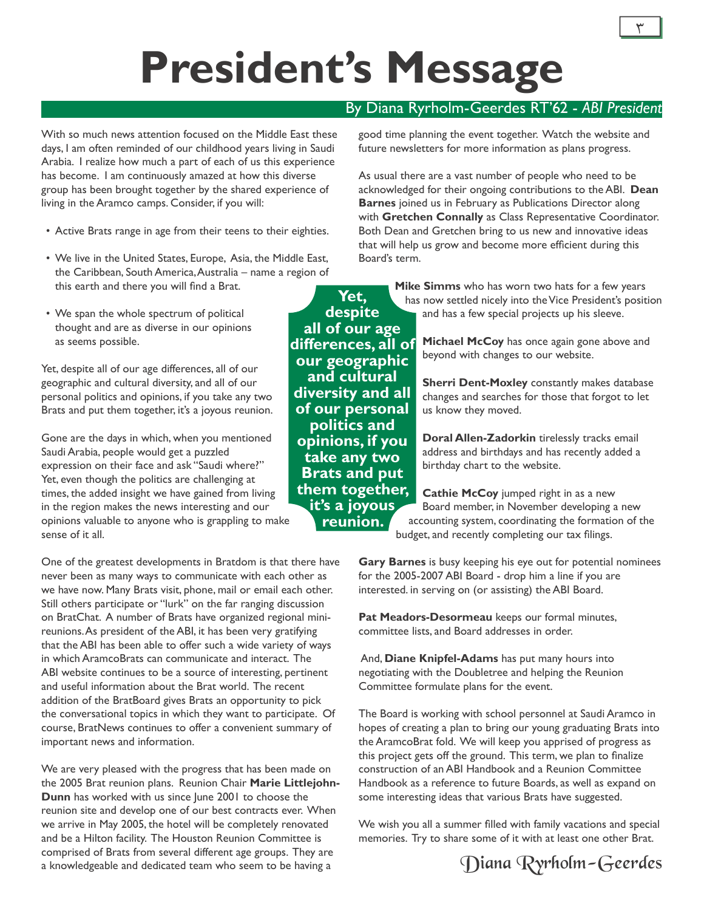# President's Message

By Diana Ryrholm-Geerdes RT'62 - *ABI President*

With so much news attention focused on the Middle East these days, I am often reminded of our childhood years living in Saudi Arabia. I realize how much a part of each of us this experience has become. I am continuously amazed at how this diverse group has been brought together by the shared experience of living in the Aramco camps. Consider, if you will:

- Active Brats range in age from their teens to their eighties.
- We live in the United States, Europe, Asia, the Middle East, the Caribbean, South America, Australia – name a region of this earth and there you will find a Brat.
- We span the whole spectrum of political thought and are as diverse in our opinions as seems possible.

Yet, despite all of our age differences, all of our geographic and cultural diversity, and all of our personal politics and opinions, if you take any two Brats and put them together, it's a joyous reunion.

Gone are the days in which, when you mentioned Saudi Arabia, people would get a puzzled expression on their face and ask "Saudi where?" Yet, even though the politics are challenging at times, the added insight we have gained from living in the region makes the news interesting and our opinions valuable to anyone who is grappling to make sense of it all.

One of the greatest developments in Bratdom is that there have never been as many ways to communicate with each other as we have now. Many Brats visit, phone, mail or email each other. Still others participate or "lurk" on the far ranging discussion on BratChat. A number of Brats have organized regional mini-reunions. As president of the ABI, it has been very gratifying that the ABI has been able to offer such a wide variety of ways in which AramcoBrats can communicate and interact. The ABI website continues to be a source of interesting, pertinent and useful information about the Brat world. The recent addition of the BratBoard gives Brats an opportunity to pick the conversational topics in which they want to participate. Of course, BratNews continues to offer a convenient summary of important news and information.

We are very pleased with the progress that has been made on the 2005 Brat reunion plans. Reunion Chair **Marie Littlejohn-Dunn** has worked with us since June 2001 to choose the reunion site and develop one of our best contracts ever. When we arrive in May 2005, the hotel will be completely renovated and be a Hilton facility. The Houston Reunion Committee is comprised of Brats from several different age groups. They are a knowledgeable and dedicated team who seem to be having a good time planning the event together. Watch the website and future newsletters for more information as plans progress.

As usual there are a vast number of people who need to be acknowledged for their ongoing contributions to the ABI. **Dean Barnes** joined us in February as Publications Director along with **Gretchen Connally** as Class Representative Coordinator. Both Dean and Gretchen bring to us new and innovative ideas that will help us grow and become more efficient during this Board's term.

**Yet, despite all of our age differences, all of our geographic and cultural diversity and all of our personal politics and opinions, if you take any two Brats and put them together, it's a joyous reunion.**

**Mike Simms** who has worn two hats for a few years has now settled nicely into the Vice President's position and has a few special projects up his sleeve.

**Michael McCoy** has once again gone above and beyond with changes to our website.

**Sherri Dent-Moxley** constantly makes database changes and searches for those that forgot to let us know they moved.

**Doral Allen-Zadorkin** tirelessly tracks email address and birthdays and has recently added a birthday chart to the website.

**Cathie McCoy** jumped right in as a new Board member, in November developing a new accounting system, coordinating the formation of the budget, and recently completing our tax filings.

**Gary Barnes** is busy keeping his eye out for potential nominees for the 2005-2007 ABI Board - drop him a line if you are interested. in serving on (or assisting) the ABI Board.

**Pat Meadors-Desormeau** keeps our formal minutes, committee lists, and Board addresses in order.

And, **Diane Knipfel-Adams** has put many hours into negotiating with the Doubletree and helping the Reunion Committee formulate plans for the event.

The Board is working with school personnel at Saudi Aramco in hopes of creating a plan to bring our young graduating Brats into the AramcoBrat fold. We will keep you apprised of progress as this project gets off the ground. This term, we plan to finalize construction of an ABI Handbook and a Reunion Committee Handbook as a reference to future Boards, as well as expand on some interesting ideas that various Brats have suggested.

We wish you all a summer filled with family vacations and special memories. Try to share some of it with at least one other Brat.

*Diana Ryrholm-Geerdes*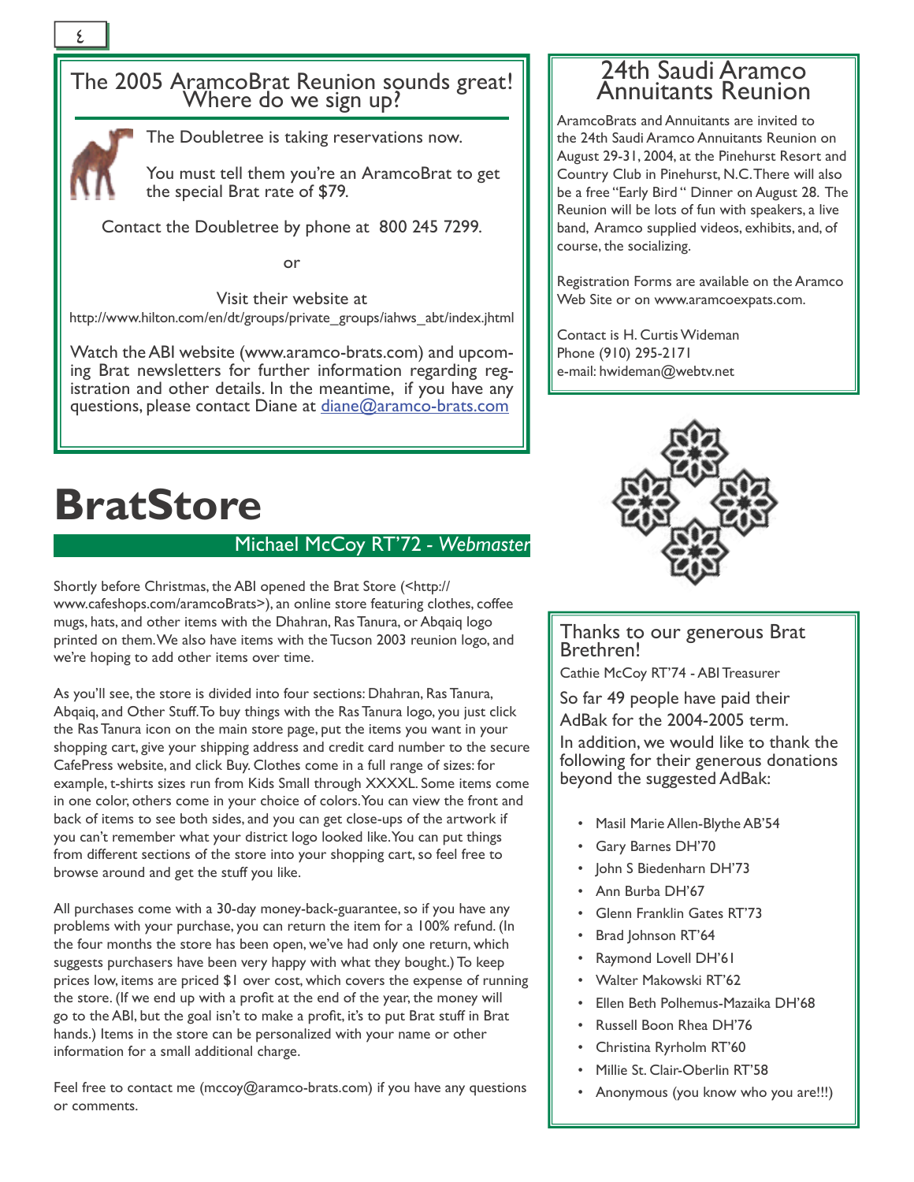## The 2005 AramcoBrat Reunion sounds great! Where do we sign up?

The Doubletree is taking reservations now.

You must tell them you're an AramcoBrat to get the special Brat rate of $79.

Contact the Doubletree by phone at 800 245 7299.

or

Visit their website at
http://www.hilton.com/en/dt/groups/private_groups/iahws_abt/index.jhtml

Watch the ABI website (www.aramco-brats.com) and upcoming Brat newsletters for further information regarding registration and other details. In the meantime, if you have any questions, please contact Diane at diane@aramco-brats.com

## 24th Saudi Aramco Annuitants Reunion

AramcoBrats and Annuitants are invited to the 24th Saudi Aramco Annuitants Reunion on August 29-31, 2004, at the Pinehurst Resort and Country Club in Pinehurst, N.C. There will also be a free "Early Bird" Dinner on August 28. The Reunion will be lots of fun with speakers, a live band, Aramco supplied videos, exhibits, and, of course, the socializing.

Registration Forms are available on the Aramco Web Site or on www.aramcoexpats.com.

Contact is H. Curtis Wideman
Phone (910) 295-2171
e-mail: hwideman@webtv.net

# BratStore

Michael McCoy RT'72 - *Webmaster*

Shortly before Christmas, the ABI opened the Brat Store (<http://www.cafeshops.com/aramcoBrats>), an online store featuring clothes, coffee mugs, hats, and other items with the Dhahran, Ras Tanura, or Abqaiq logo printed on them. We also have items with the Tucson 2003 reunion logo, and we're hoping to add other items over time.

As you'll see, the store is divided into four sections: Dhahran, Ras Tanura, Abqaiq, and Other Stuff. To buy things with the Ras Tanura logo, you just click the Ras Tanura icon on the main store page, put the items you want in your shopping cart, give your shipping address and credit card number to the secure CafePress website, and click Buy. Clothes come in a full range of sizes: for example, t-shirts sizes run from Kids Small through XXXXL. Some items come in one color, others come in your choice of colors. You can view the front and back of items to see both sides, and you can get close-ups of the artwork if you can't remember what your district logo looked like. You can put things from different sections of the store into your shopping cart, so feel free to browse around and get the stuff you like.

All purchases come with a 30-day money-back-guarantee, so if you have any problems with your purchase, you can return the item for a 100% refund. (In the four months the store has been open, we've had only one return, which suggests purchasers have been very happy with what they bought.) To keep prices low, items are priced $1 over cost, which covers the expense of running the store. (If we end up with a profit at the end of the year, the money will go to the ABI, but the goal isn't to make a profit, it's to put Brat stuff in Brat hands.) Items in the store can be personalized with your name or other information for a small additional charge.

Feel free to contact me (mccoy@aramco-brats.com) if you have any questions or comments.

## Thanks to our generous Brat Brethren!

Cathie McCoy RT'74 - ABI Treasurer

So far 49 people have paid their AdBak for the 2004-2005 term.

In addition, we would like to thank the following for their generous donations beyond the suggested AdBak:

- Masil Marie Allen-Blythe AB'54
- Gary Barnes DH'70
- John S Biedenharn DH'73
- Ann Burba DH'67
- Glenn Franklin Gates RT'73
- Brad Johnson RT'64
- Raymond Lovell DH'61
- Walter Makowski RT'62
- Ellen Beth Polhemus-Mazaika DH'68
- Russell Boon Rhea DH'76
- Christina Ryrholm RT'60
- Millie St. Clair-Oberlin RT'58
- Anonymous (you know who you are!!!)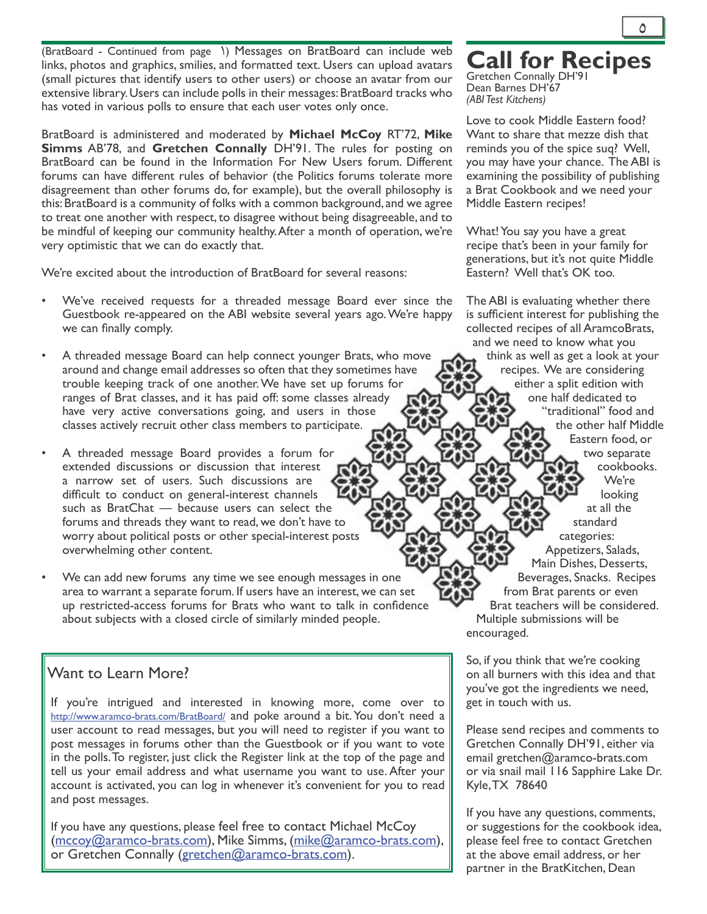(BratBoard - Continued from page 1) Messages on BratBoard can include web links, photos and graphics, smilies, and formatted text. Users can upload avatars (small pictures that identify users to other users) or choose an avatar from our extensive library. Users can include polls in their messages: BratBoard tracks who has voted in various polls to ensure that each user votes only once.

BratBoard is administered and moderated by **Michael McCoy** RT'72, **Mike Simms** AB'78, and **Gretchen Connally** DH'91. The rules for posting on BratBoard can be found in the Information For New Users forum. Different forums can have different rules of behavior (the Politics forums tolerate more disagreement than other forums do, for example), but the overall philosophy is this: BratBoard is a community of folks with a common background, and we agree to treat one another with respect, to disagree without being disagreeable, and to be mindful of keeping our community healthy. After a month of operation, we're very optimistic that we can do exactly that.

We're excited about the introduction of BratBoard for several reasons:

- We've received requests for a threaded message Board ever since the Guestbook re-appeared on the ABI website several years ago. We're happy we can finally comply.
- A threaded message Board can help connect younger Brats, who move around and change email addresses so often that they sometimes have trouble keeping track of one another. We have set up forums for ranges of Brat classes, and it has paid off: some classes already have very active conversations going, and users in those classes actively recruit other class members to participate.
- A threaded message Board provides a forum for extended discussions or discussion that interest a narrow set of users. Such discussions are difficult to conduct on general-interest channels such as BratChat — because users can select the forums and threads they want to read, we don't have to worry about political posts or other special-interest posts overwhelming other content.
- We can add new forums any time we see enough messages in one area to warrant a separate forum. If users have an interest, we can set up restricted-access forums for Brats who want to talk in confidence about subjects with a closed circle of similarly minded people.

## Want to Learn More?

If you're intrigued and interested in knowing more, come over to http://www.aramco-brats.com/BratBoard/ and poke around a bit. You don't need a user account to read messages, but you will need to register if you want to post messages in forums other than the Guestbook or if you want to vote in the polls. To register, just click the Register link at the top of the page and tell us your email address and what username you want to use. After your account is activated, you can log in whenever it's convenient for you to read and post messages.

If you have any questions, please feel free to contact Michael McCoy (mccoy@aramco-brats.com), Mike Simms, (mike@aramco-brats.com), or Gretchen Connally (gretchen@aramco-brats.com).

# Call for Recipes

Gretchen Connally DH'91
Dean Barnes DH'67
*(ABI Test Kitchens)*

Love to cook Middle Eastern food? Want to share that mezze dish that reminds you of the spice suq? Well, you may have your chance. The ABI is examining the possibility of publishing a Brat Cookbook and we need your Middle Eastern recipes!

What! You say you have a great recipe that's been in your family for generations, but it's not quite Middle Eastern? Well that's OK too.

The ABI is evaluating whether there is sufficient interest for publishing the collected recipes of all AramcoBrats, and we need to know what you think as well as get a look at your recipes. We are considering either a split edition with one half dedicated to "traditional" food and the other half Middle Eastern food, or two separate cookbooks. We're looking at all the standard categories: Appetizers, Salads, Main Dishes, Desserts, Beverages, Snacks. Recipes from Brat parents or even Brat teachers will be considered. Multiple submissions will be encouraged.

So, if you think that we're cooking on all burners with this idea and that you've got the ingredients we need, get in touch with us.

Please send recipes and comments to Gretchen Connally DH'91, either via email gretchen@aramco-brats.com or via snail mail 116 Sapphire Lake Dr. Kyle, TX 78640

If you have any questions, comments, or suggestions for the cookbook idea, please feel free to contact Gretchen at the above email address, or her partner in the BratKitchen, Dean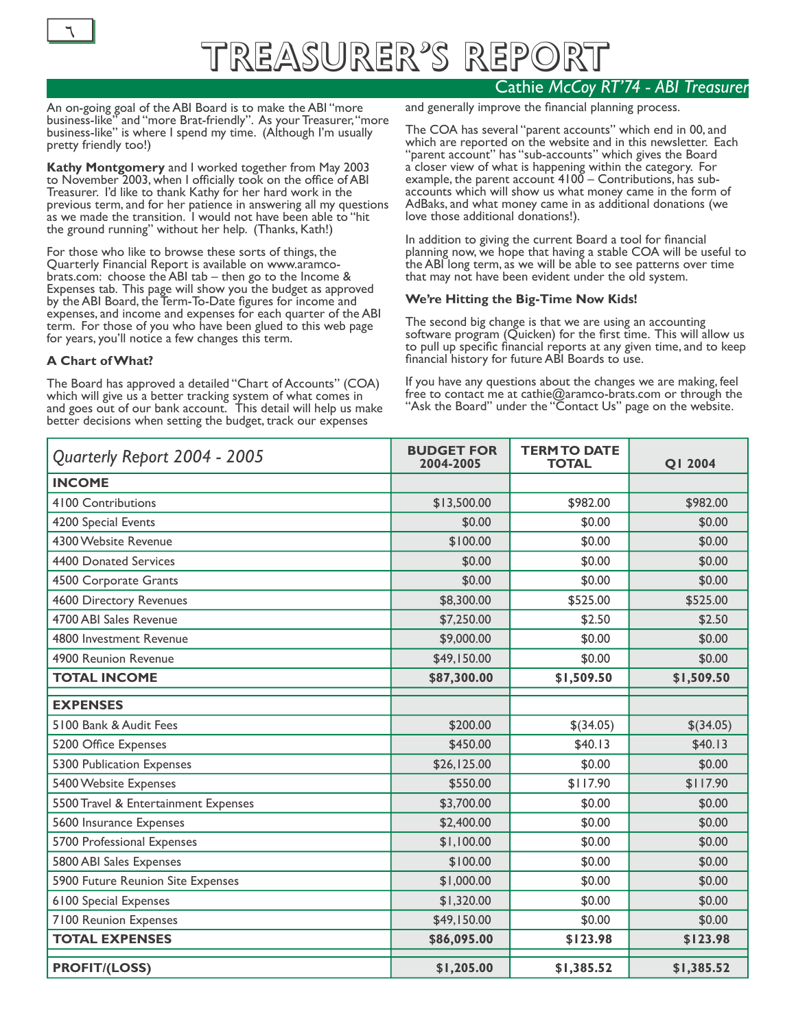# TREASURER'S REPORT

*Cathie McCoy RT'74 - ABI Treasurer*

An on-going goal of the ABI Board is to make the ABI "more business-like" and "more Brat-friendly". As your Treasurer, "more business-like" is where I spend my time. (Although I'm usually pretty friendly too!)

**Kathy Montgomery** and I worked together from May 2003 to November 2003, when I officially took on the office of ABI Treasurer. I'd like to thank Kathy for her hard work in the previous term, and for her patience in answering all my questions as we made the transition. I would not have been able to "hit the ground running" without her help. (Thanks, Kath!)

For those who like to browse these sorts of things, the Quarterly Financial Report is available on www.aramco-brats.com: choose the ABI tab – then go to the Income & Expenses tab. This page will show you the budget as approved by the ABI Board, the Term-To-Date figures for income and expenses, and income and expenses for each quarter of the ABI term. For those of you who have been glued to this web page for years, you'll notice a few changes this term.

### A Chart of What?

The Board has approved a detailed "Chart of Accounts" (COA) which will give us a better tracking system of what comes in and goes out of our bank account. This detail will help us make better decisions when setting the budget, track our expenses and generally improve the financial planning process.

The COA has several "parent accounts" which end in 00, and which are reported on the website and in this newsletter. Each "parent account" has "sub-accounts" which gives the Board a closer view of what is happening within the category. For example, the parent account 4100 – Contributions, has sub-accounts which will show us what money came in the form of AdBaks, and what money came in as additional donations (we love those additional donations!).

In addition to giving the current Board a tool for financial planning now, we hope that having a stable COA will be useful to the ABI long term, as we will be able to see patterns over time that may not have been evident under the old system.

### We're Hitting the Big-Time Now Kids!

The second big change is that we are using an accounting software program (Quicken) for the first time. This will allow us to pull up specific financial reports at any given time, and to keep financial history for future ABI Boards to use.

If you have any questions about the changes we are making, feel free to contact me at cathie@aramco-brats.com or through the "Ask the Board" under the "Contact Us" page on the website.

| *Quarterly Report 2004 - 2005* | **BUDGET FOR 2004-2005** | **TERM TO DATE TOTAL** | **Q1 2004** |
|---|---|---|---|
| **INCOME** | | | |
| 4100 Contributions | $13,500.00 | $982.00 | $982.00 |
| 4200 Special Events | $0.00 | $0.00 | $0.00 |
| 4300 Website Revenue | $100.00 | $0.00 | $0.00 |
| 4400 Donated Services | $0.00 | $0.00 | $0.00 |
| 4500 Corporate Grants | $0.00 | $0.00 | $0.00 |
| 4600 Directory Revenues | $8,300.00 | $525.00 | $525.00 |
| 4700 ABI Sales Revenue | $7,250.00 | $2.50 | $2.50 |
| 4800 Investment Revenue | $9,000.00 | $0.00 | $0.00 |
| 4900 Reunion Revenue | $49,150.00 | $0.00 | $0.00 |
| **TOTAL INCOME** | **$87,300.00** | **$1,509.50** | **$1,509.50** |
| **EXPENSES** | | | |
| 5100 Bank & Audit Fees | $200.00 | $(34.05) | $(34.05) |
| 5200 Office Expenses | $450.00 | $40.13 | $40.13 |
| 5300 Publication Expenses | $26,125.00 | $0.00 | $0.00 |
| 5400 Website Expenses | $550.00 | $117.90 | $117.90 |
| 5500 Travel & Entertainment Expenses | $3,700.00 | $0.00 | $0.00 |
| 5600 Insurance Expenses | $2,400.00 | $0.00 | $0.00 |
| 5700 Professional Expenses | $1,100.00 | $0.00 | $0.00 |
| 5800 ABI Sales Expenses | $100.00 | $0.00 | $0.00 |
| 5900 Future Reunion Site Expenses | $1,000.00 | $0.00 | $0.00 |
| 6100 Special Expenses | $1,320.00 | $0.00 | $0.00 |
| 7100 Reunion Expenses | $49,150.00 | $0.00 | $0.00 |
| **TOTAL EXPENSES** | **$86,095.00** | **$123.98** | **$123.98** |
| **PROFIT/(LOSS)** | **$1,205.00** | **$1,385.52** | **$1,385.52** |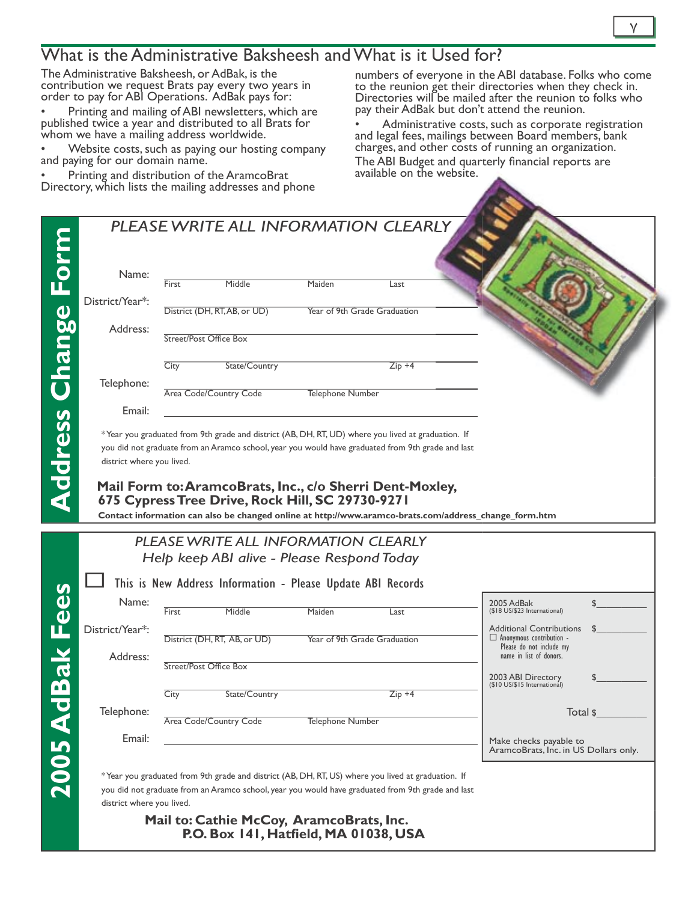## What is the Administrative Baksheesh and What is it Used for?

The Administrative Baksheesh, or AdBak, is the contribution we request Brats pay every two years in order to pay for ABI Operations. AdBak pays for:

- Printing and mailing of ABI newsletters, which are published twice a year and distributed to all Brats for whom we have a mailing address worldwide.
- Website costs, such as paying our hosting company and paying for our domain name.
- Printing and distribution of the AramcoBrat Directory, which lists the mailing addresses and phone numbers of everyone in the ABI database. Folks who come to the reunion get their directories when they check in. Directories will be mailed after the reunion to folks who pay their AdBak but don't attend the reunion.
- Administrative costs, such as corporate registration and legal fees, mailings between Board members, bank charges, and other costs of running an organization.

The ABI Budget and quarterly financial reports are available on the website.

## Address Change Form

*PLEASE WRITE ALL INFORMATION CLEARLY*

Name: ______________________________
First Middle Maiden Last

District/Year*: ______________________________
District (DH, RT, AB, or UD) Year of 9th Grade Graduation

Address: ______________________________
Street/Post Office Box

______________________________
City State/Country Zip +4

Telephone: ______________________________
Area Code/Country Code Telephone Number

Email: ______________________________

*Year you graduated from 9th grade and district (AB, DH, RT, UD) where you lived at graduation. If you did not graduate from an Aramco school, year you would have graduated from 9th grade and last district where you lived.

**Mail Form to: AramcoBrats, Inc., c/o Sherri Dent-Moxley, 675 Cypress Tree Drive, Rock Hill, SC 29730-9271**

**Contact information can also be changed online at http://www.aramco-brats.com/address_change_form.htm**

## 2005 AdBak Fees

*PLEASE WRITE ALL INFORMATION CLEARLY*
*Help keep ABI alive - Please Respond Today*

☐ This is New Address Information - Please Update ABI Records

Name: ______________________________
First Middle Maiden Last

District/Year*: ______________________________
District (DH, RT, AB, or UD) Year of 9th Grade Graduation

Address: ______________________________
Street/Post Office Box

______________________________
City State/Country Zip +4

Telephone: ______________________________
Area Code/Country Code Telephone Number

Email: ______________________________

| | |
|---|---|
| 2005 AdBak ($18 US/$23 International) | $__________ |
| Additional Contributions ☐ Anonymous contribution - Please do not include my name in list of donors. | $__________ |
| 2003 ABI Directory ($10 US/$15 International) | $__________ |
| Total | $__________ |

Make checks payable to AramcoBrats, Inc. in US Dollars only.

*Year you graduated from 9th grade and district (AB, DH, RT, US) where you lived at graduation. If you did not graduate from an Aramco school, year you would have graduated from 9th grade and last district where you lived.

**Mail to: Cathie McCoy, AramcoBrats, Inc. P.O. Box 141, Hatfield, MA 01038, USA**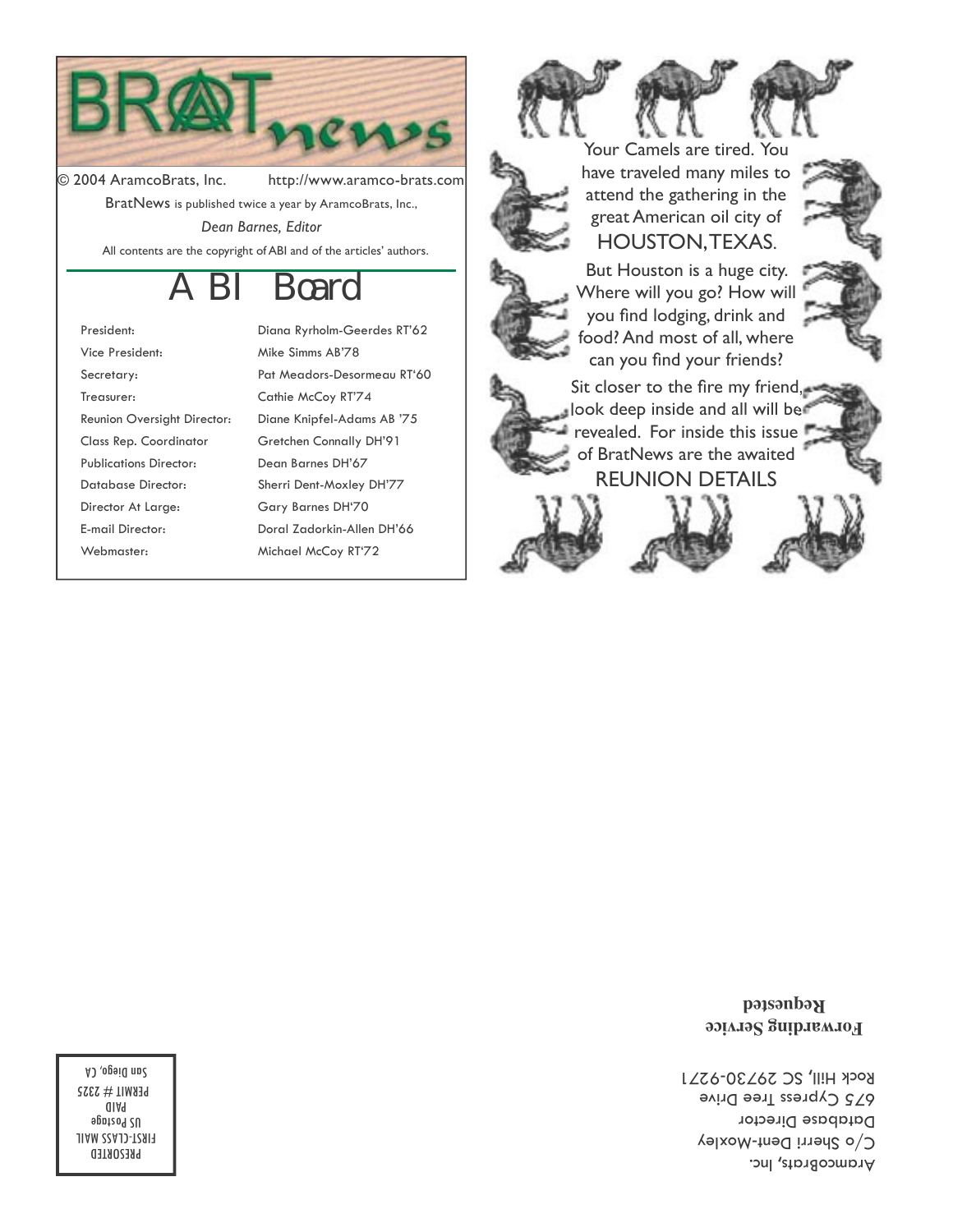# BRAT news

© 2004 AramcoBrats, Inc. http://www.aramco-brats.com

BratNews is published twice a year by AramcoBrats, Inc.,

*Dean Barnes, Editor*

All contents are the copyright of ABI and of the articles' authors.

## ABI Board

| | |
|---|---|
| President: | Diana Ryrholm-Geerdes RT'62 |
| Vice President: | Mike Simms AB'78 |
| Secretary: | Pat Meadors-Desormeau RT'60 |
| Treasurer: | Cathie McCoy RT'74 |
| Reunion Oversight Director: | Diane Knipfel-Adams AB '75 |
| Class Rep. Coordinator | Gretchen Connally DH'91 |
| Publications Director: | Dean Barnes DH'67 |
| Database Director: | Sherri Dent-Moxley DH'77 |
| Director At Large: | Gary Barnes DH'70 |
| E-mail Director: | Doral Zadorkin-Allen DH'66 |
| Webmaster: | Michael McCoy RT'72 |

Your Camels are tired. You have traveled many miles to attend the gathering in the great American oil city of HOUSTON, TEXAS.

But Houston is a huge city. Where will you go? How will you find lodging, drink and food? And most of all, where can you find your friends?

Sit closer to the fire my friend, look deep inside and all will be revealed. For inside this issue of BratNews are the awaited REUNION DETAILS

**Forwarding Service Requested**

AramcoBrats, Inc.
C/o Sherri Dent-Moxley
Database Director
675 Cypress Tree Drive
Rock Hill, SC 29730-9271

PRESORTED
FIRST-CLASS MAIL
US Postage
PAID
PERMIT # 2325
San Diego, CA